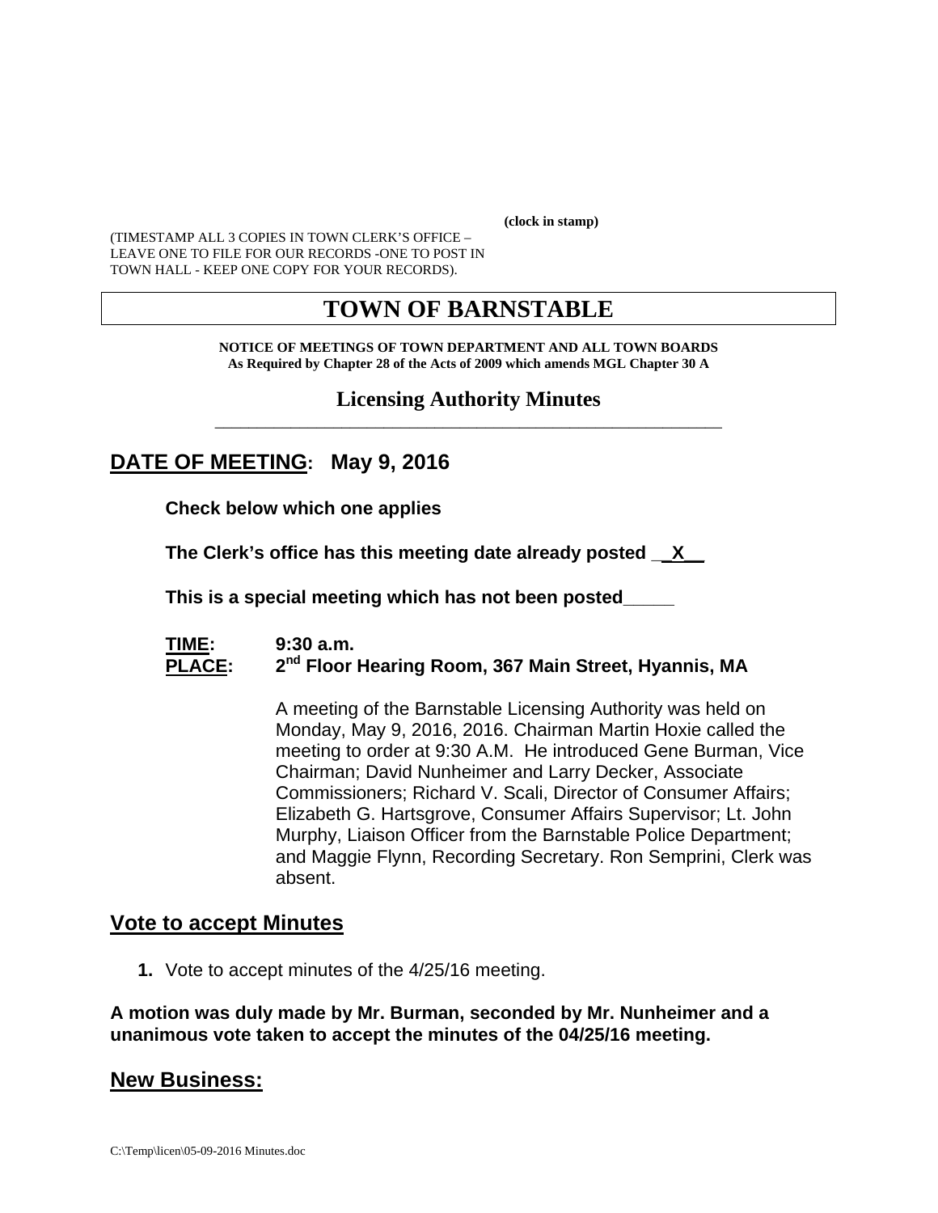**(clock in stamp)**

(TIMESTAMP ALL 3 COPIES IN TOWN CLERK'S OFFICE – LEAVE ONE TO FILE FOR OUR RECORDS -ONE TO POST IN TOWN HALL - KEEP ONE COPY FOR YOUR RECORDS).

# TOWN OF BARNSTABLE

**NOTICE OF MEETINGS OF TOWN DEPARTMENT AND ALL TOWN BOARDS**
**As Required by Chapter 28 of the Acts of 2009 which amends MGL Chapter 30 A**

## Licensing Authority Minutes

## DATE OF MEETING: May 9, 2016

**Check below which one applies**

**The Clerk's office has this meeting date already posted __X__**

**This is a special meeting which has not been posted_____**

**TIME:** **9:30 a.m.**
**PLACE:** **2nd Floor Hearing Room, 367 Main Street, Hyannis, MA**

A meeting of the Barnstable Licensing Authority was held on Monday, May 9, 2016, 2016. Chairman Martin Hoxie called the meeting to order at 9:30 A.M. He introduced Gene Burman, Vice Chairman; David Nunheimer and Larry Decker, Associate Commissioners; Richard V. Scali, Director of Consumer Affairs; Elizabeth G. Hartsgrove, Consumer Affairs Supervisor; Lt. John Murphy, Liaison Officer from the Barnstable Police Department; and Maggie Flynn, Recording Secretary. Ron Semprini, Clerk was absent.

## Vote to accept Minutes

1. Vote to accept minutes of the 4/25/16 meeting.

**A motion was duly made by Mr. Burman, seconded by Mr. Nunheimer and a unanimous vote taken to accept the minutes of the 04/25/16 meeting.**

## New Business: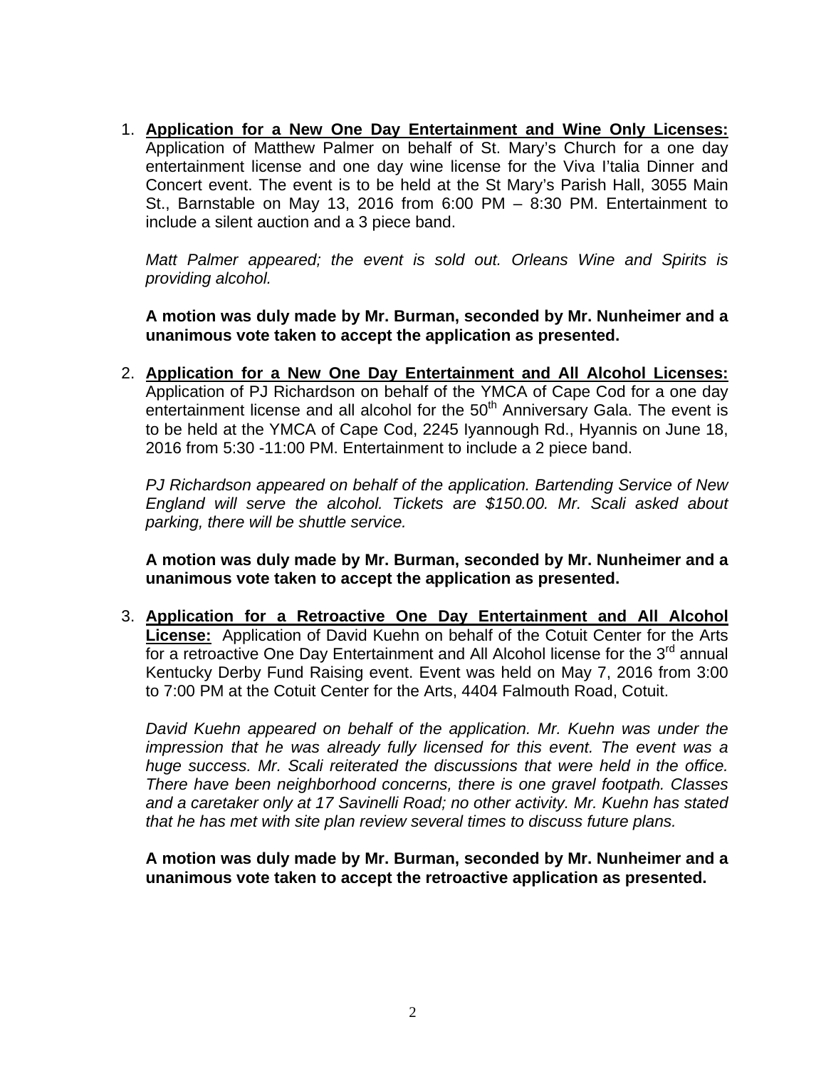1. **<u>Application for a New One Day Entertainment and Wine Only Licenses:</u>** Application of Matthew Palmer on behalf of St. Mary's Church for a one day entertainment license and one day wine license for the Viva I'talia Dinner and Concert event. The event is to be held at the St Mary's Parish Hall, 3055 Main St., Barnstable on May 13, 2016 from 6:00 PM – 8:30 PM. Entertainment to include a silent auction and a 3 piece band.

   *Matt Palmer appeared; the event is sold out. Orleans Wine and Spirits is providing alcohol.*

   **A motion was duly made by Mr. Burman, seconded by Mr. Nunheimer and a unanimous vote taken to accept the application as presented.**

2. **<u>Application for a New One Day Entertainment and All Alcohol Licenses:</u>** Application of PJ Richardson on behalf of the YMCA of Cape Cod for a one day entertainment license and all alcohol for the 50th Anniversary Gala. The event is to be held at the YMCA of Cape Cod, 2245 Iyannough Rd., Hyannis on June 18, 2016 from 5:30 -11:00 PM. Entertainment to include a 2 piece band.

   *PJ Richardson appeared on behalf of the application. Bartending Service of New England will serve the alcohol. Tickets are $150.00. Mr. Scali asked about parking, there will be shuttle service.*

   **A motion was duly made by Mr. Burman, seconded by Mr. Nunheimer and a unanimous vote taken to accept the application as presented.**

3. **<u>Application for a Retroactive One Day Entertainment and All Alcohol License:</u>** Application of David Kuehn on behalf of the Cotuit Center for the Arts for a retroactive One Day Entertainment and All Alcohol license for the 3rd annual Kentucky Derby Fund Raising event. Event was held on May 7, 2016 from 3:00 to 7:00 PM at the Cotuit Center for the Arts, 4404 Falmouth Road, Cotuit.

   *David Kuehn appeared on behalf of the application. Mr. Kuehn was under the impression that he was already fully licensed for this event. The event was a huge success. Mr. Scali reiterated the discussions that were held in the office. There have been neighborhood concerns, there is one gravel footpath. Classes and a caretaker only at 17 Savinelli Road; no other activity. Mr. Kuehn has stated that he has met with site plan review several times to discuss future plans.*

   **A motion was duly made by Mr. Burman, seconded by Mr. Nunheimer and a unanimous vote taken to accept the retroactive application as presented.**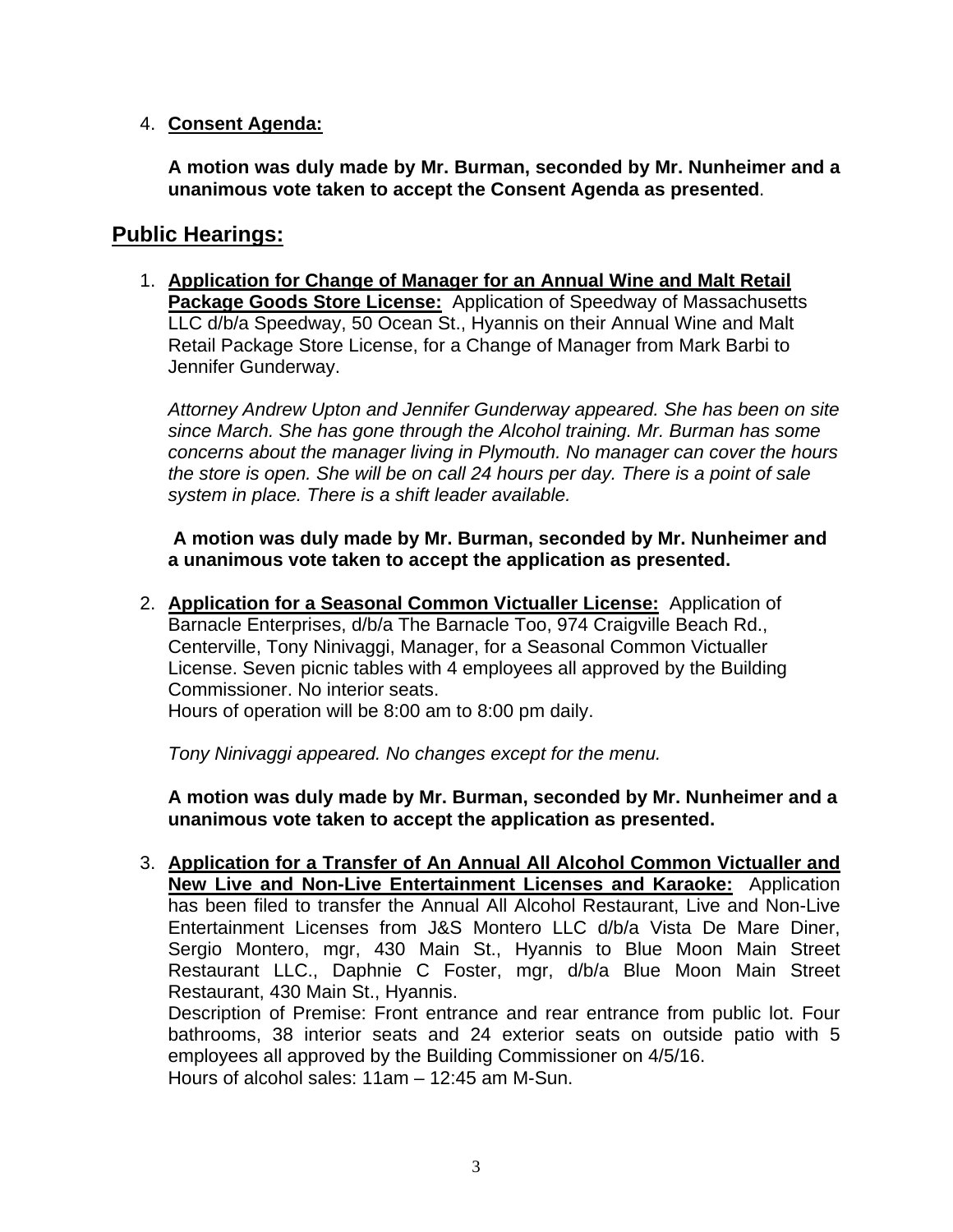4. **Consent Agenda:**

   **A motion was duly made by Mr. Burman, seconded by Mr. Nunheimer and a unanimous vote taken to accept the Consent Agenda as presented**.

## Public Hearings:

1. **Application for Change of Manager for an Annual Wine and Malt Retail Package Goods Store License:** Application of Speedway of Massachusetts LLC d/b/a Speedway, 50 Ocean St., Hyannis on their Annual Wine and Malt Retail Package Store License, for a Change of Manager from Mark Barbi to Jennifer Gunderway.

   *Attorney Andrew Upton and Jennifer Gunderway appeared. She has been on site since March. She has gone through the Alcohol training. Mr. Burman has some concerns about the manager living in Plymouth. No manager can cover the hours the store is open. She will be on call 24 hours per day. There is a point of sale system in place. There is a shift leader available.*

   **A motion was duly made by Mr. Burman, seconded by Mr. Nunheimer and a unanimous vote taken to accept the application as presented.**

2. **Application for a Seasonal Common Victualler License:** Application of Barnacle Enterprises, d/b/a The Barnacle Too, 974 Craigville Beach Rd., Centerville, Tony Ninivaggi, Manager, for a Seasonal Common Victualler License. Seven picnic tables with 4 employees all approved by the Building Commissioner. No interior seats.
   Hours of operation will be 8:00 am to 8:00 pm daily.

   *Tony Ninivaggi appeared. No changes except for the menu.*

   **A motion was duly made by Mr. Burman, seconded by Mr. Nunheimer and a unanimous vote taken to accept the application as presented.**

3. **Application for a Transfer of An Annual All Alcohol Common Victualler and New Live and Non-Live Entertainment Licenses and Karaoke:** Application has been filed to transfer the Annual All Alcohol Restaurant, Live and Non-Live Entertainment Licenses from J&S Montero LLC d/b/a Vista De Mare Diner, Sergio Montero, mgr, 430 Main St., Hyannis to Blue Moon Main Street Restaurant LLC., Daphnie C Foster, mgr, d/b/a Blue Moon Main Street Restaurant, 430 Main St., Hyannis.
   Description of Premise: Front entrance and rear entrance from public lot. Four bathrooms, 38 interior seats and 24 exterior seats on outside patio with 5 employees all approved by the Building Commissioner on 4/5/16.
   Hours of alcohol sales: 11am – 12:45 am M-Sun.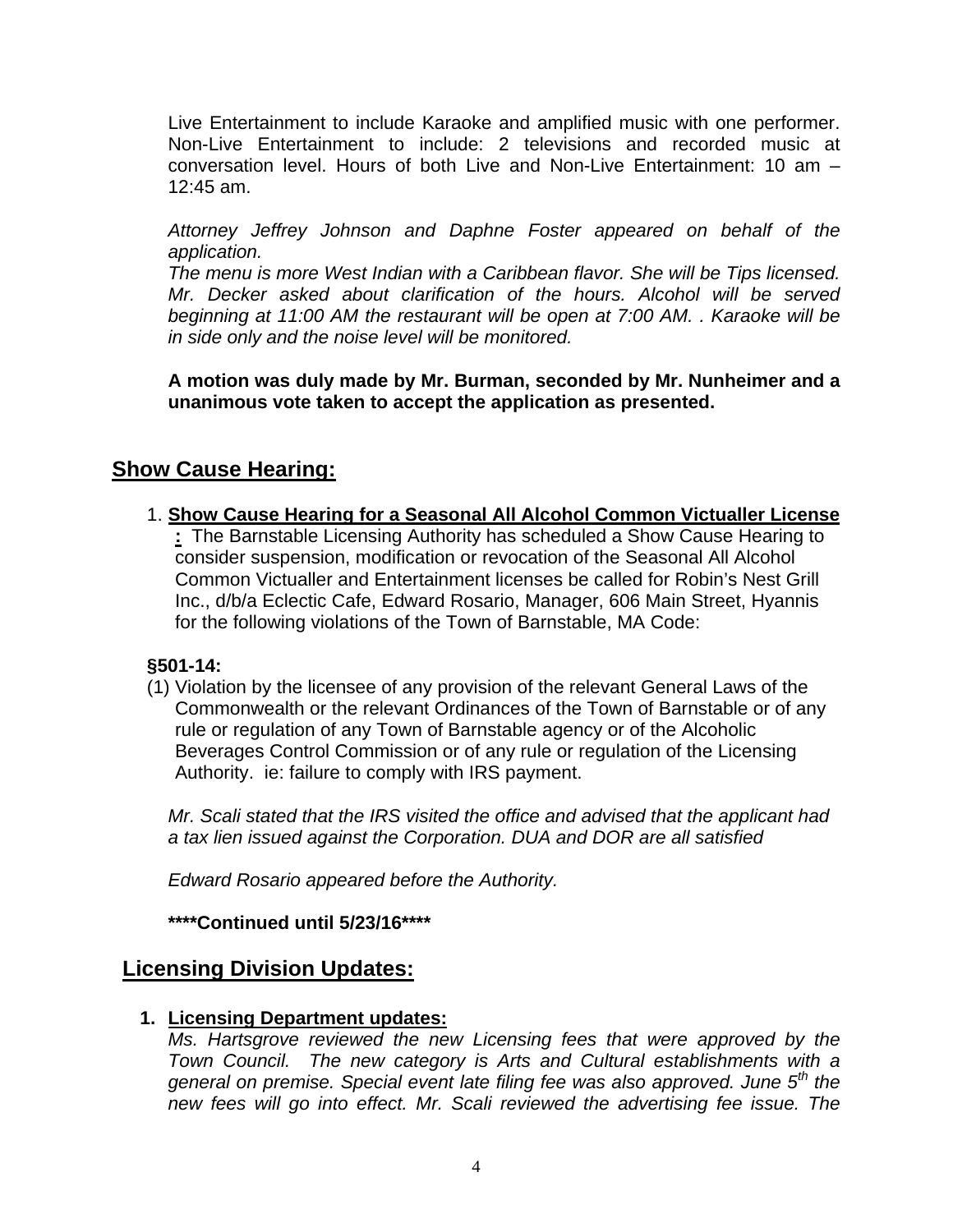Live Entertainment to include Karaoke and amplified music with one performer. Non-Live Entertainment to include: 2 televisions and recorded music at conversation level. Hours of both Live and Non-Live Entertainment: 10 am – 12:45 am.

*Attorney Jeffrey Johnson and Daphne Foster appeared on behalf of the application.*
*The menu is more West Indian with a Caribbean flavor. She will be Tips licensed. Mr. Decker asked about clarification of the hours. Alcohol will be served beginning at 11:00 AM the restaurant will be open at 7:00 AM. . Karaoke will be in side only and the noise level will be monitored.*

**A motion was duly made by Mr. Burman, seconded by Mr. Nunheimer and a unanimous vote taken to accept the application as presented.**

## Show Cause Hearing:

1. **Show Cause Hearing for a Seasonal All Alcohol Common Victualler License :** The Barnstable Licensing Authority has scheduled a Show Cause Hearing to consider suspension, modification or revocation of the Seasonal All Alcohol Common Victualler and Entertainment licenses be called for Robin's Nest Grill Inc., d/b/a Eclectic Cafe, Edward Rosario, Manager, 606 Main Street, Hyannis for the following violations of the Town of Barnstable, MA Code:

**§501-14:**

(1) Violation by the licensee of any provision of the relevant General Laws of the Commonwealth or the relevant Ordinances of the Town of Barnstable or of any rule or regulation of any Town of Barnstable agency or of the Alcoholic Beverages Control Commission or of any rule or regulation of the Licensing Authority. ie: failure to comply with IRS payment.

*Mr. Scali stated that the IRS visited the office and advised that the applicant had a tax lien issued against the Corporation. DUA and DOR are all satisfied*

*Edward Rosario appeared before the Authority.*

**\*\*\*\*Continued until 5/23/16\*\*\*\***

## Licensing Division Updates:

1. **Licensing Department updates:**
*Ms. Hartsgrove reviewed the new Licensing fees that were approved by the Town Council. The new category is Arts and Cultural establishments with a general on premise. Special event late filing fee was also approved. June 5th the new fees will go into effect. Mr. Scali reviewed the advertising fee issue. The*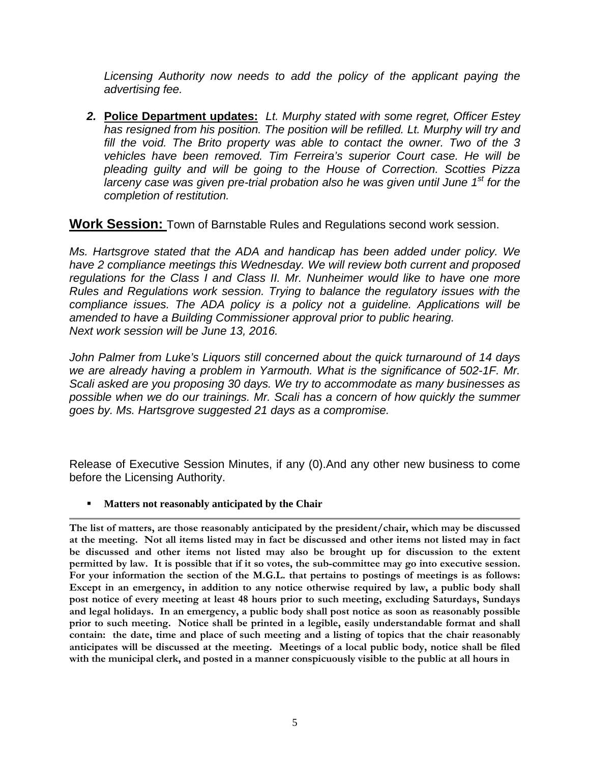*Licensing Authority now needs to add the policy of the applicant paying the advertising fee.*

2. **Police Department updates:** *Lt. Murphy stated with some regret, Officer Estey has resigned from his position. The position will be refilled. Lt. Murphy will try and fill the void. The Brito property was able to contact the owner. Two of the 3 vehicles have been removed. Tim Ferreira's superior Court case. He will be pleading guilty and will be going to the House of Correction. Scotties Pizza larceny case was given pre-trial probation also he was given until June 1st for the completion of restitution.*

**Work Session:** Town of Barnstable Rules and Regulations second work session.

*Ms. Hartsgrove stated that the ADA and handicap has been added under policy. We have 2 compliance meetings this Wednesday. We will review both current and proposed regulations for the Class I and Class II. Mr. Nunheimer would like to have one more Rules and Regulations work session. Trying to balance the regulatory issues with the compliance issues. The ADA policy is a policy not a guideline. Applications will be amended to have a Building Commissioner approval prior to public hearing.*
*Next work session will be June 13, 2016.*

*John Palmer from Luke's Liquors still concerned about the quick turnaround of 14 days we are already having a problem in Yarmouth. What is the significance of 502-1F. Mr. Scali asked are you proposing 30 days. We try to accommodate as many businesses as possible when we do our trainings. Mr. Scali has a concern of how quickly the summer goes by. Ms. Hartsgrove suggested 21 days as a compromise.*

Release of Executive Session Minutes, if any (0).And any other new business to come before the Licensing Authority.

- **Matters not reasonably anticipated by the Chair**

---

**The list of matters, are those reasonably anticipated by the president/chair, which may be discussed at the meeting. Not all items listed may in fact be discussed and other items not listed may in fact be discussed and other items not listed may also be brought up for discussion to the extent permitted by law. It is possible that if it so votes, the sub-committee may go into executive session. For your information the section of the M.G.L. that pertains to postings of meetings is as follows: Except in an emergency, in addition to any notice otherwise required by law, a public body shall post notice of every meeting at least 48 hours prior to such meeting, excluding Saturdays, Sundays and legal holidays. In an emergency, a public body shall post notice as soon as reasonably possible prior to such meeting. Notice shall be printed in a legible, easily understandable format and shall contain: the date, time and place of such meeting and a listing of topics that the chair reasonably anticipates will be discussed at the meeting. Meetings of a local public body, notice shall be filed with the municipal clerk, and posted in a manner conspicuously visible to the public at all hours in**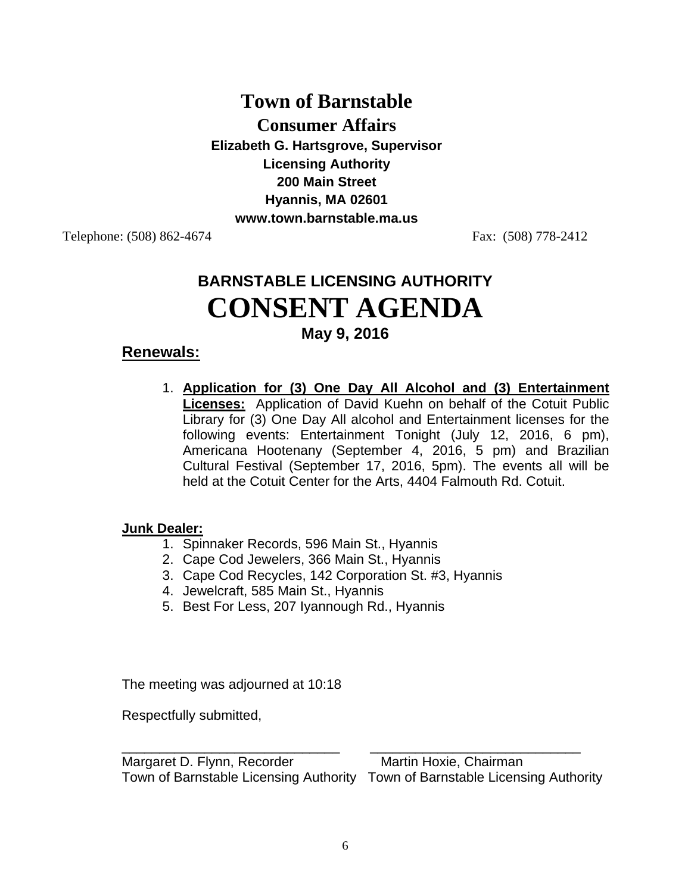# Town of Barnstable

## Consumer Affairs

**Elizabeth G. Hartsgrove, Supervisor**
**Licensing Authority**
**200 Main Street**
**Hyannis, MA 02601**
**www.town.barnstable.ma.us**

Telephone: (508) 862-4674 Fax: (508) 778-2412

# BARNSTABLE LICENSING AUTHORITY

# CONSENT AGENDA

**May 9, 2016**

## Renewals:

1. **Application for (3) One Day All Alcohol and (3) Entertainment Licenses:** Application of David Kuehn on behalf of the Cotuit Public Library for (3) One Day All alcohol and Entertainment licenses for the following events: Entertainment Tonight (July 12, 2016, 6 pm), Americana Hootenany (September 4, 2016, 5 pm) and Brazilian Cultural Festival (September 17, 2016, 5pm). The events all will be held at the Cotuit Center for the Arts, 4404 Falmouth Rd. Cotuit.

**Junk Dealer:**

1. Spinnaker Records, 596 Main St., Hyannis
2. Cape Cod Jewelers, 366 Main St., Hyannis
3. Cape Cod Recycles, 142 Corporation St. #3, Hyannis
4. Jewelcraft, 585 Main St., Hyannis
5. Best For Less, 207 Iyannough Rd., Hyannis

The meeting was adjourned at 10:18

Respectfully submitted,

| | |
|---|---|
| _____________________________ | _____________________________ |
| Margaret D. Flynn, Recorder | Martin Hoxie, Chairman |
| Town of Barnstable Licensing Authority | Town of Barnstable Licensing Authority |